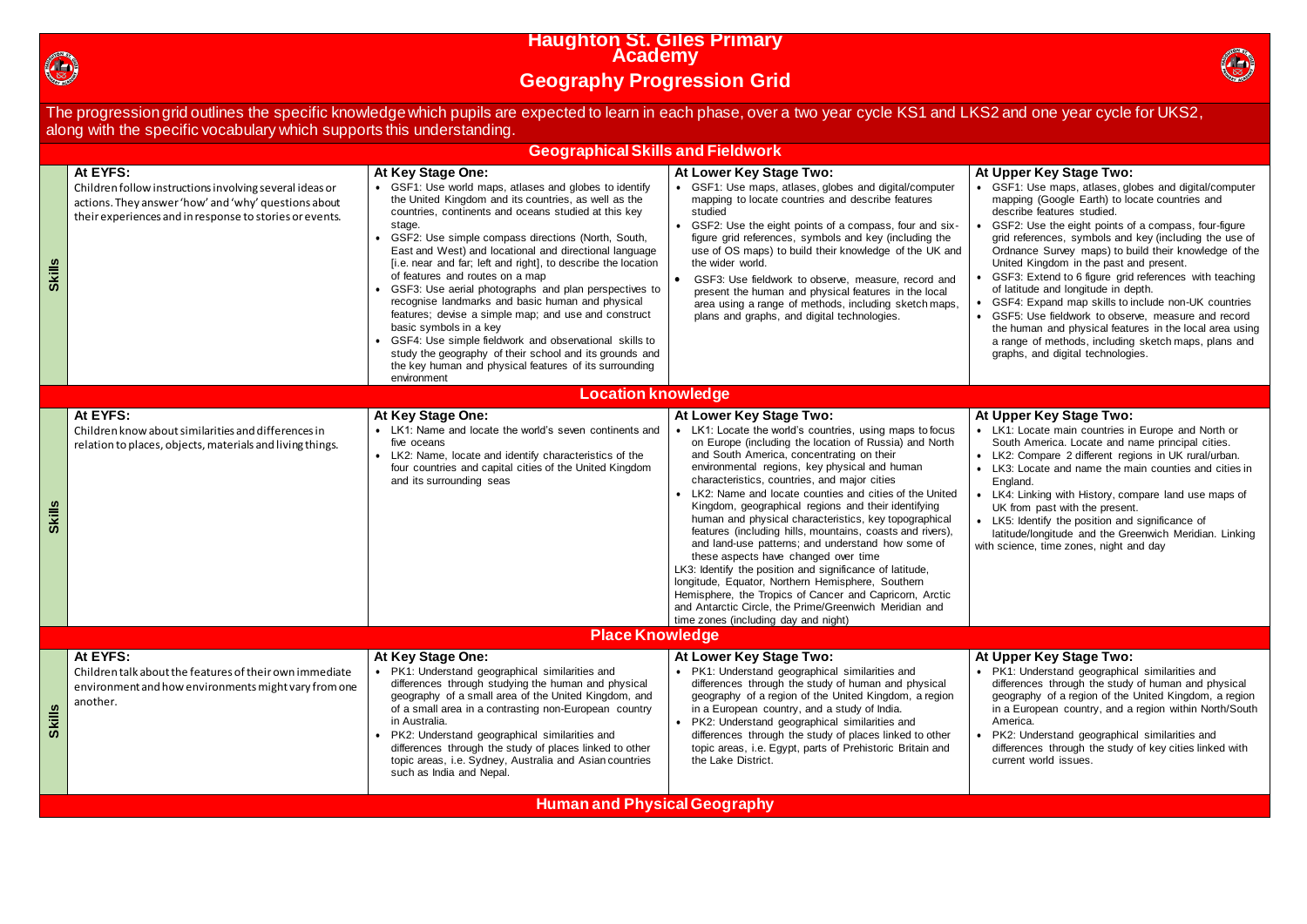# Haughton St. Giles Primary Academy

## Geography Progression Grid

The progression grid outlines the specific knowledge which pupils are expected to learn in each phase, over a two year cycle KS1 and LKS2 and one year cycle for UKS2, along with the specific vocabulary which supports this understanding.

### Geographical Skills and Fieldwork

| | At EYFS: | At Key Stage One: | At Lower Key Stage Two: | At Upper Key Stage Two: |
|---|---|---|---|---|
| Skills | Children follow instructions involving several ideas or actions. They answer 'how' and 'why' questions about their experiences and in response to stories or events. | • GSF1: Use world maps, atlases and globes to identify the United Kingdom and its countries, as well as the countries, continents and oceans studied at this key stage.<br>• GSF2: Use simple compass directions (North, South, East and West) and locational and directional language [i.e. near and far; left and right], to describe the location of features and routes on a map<br>• GSF3: Use aerial photographs and plan perspectives to recognise landmarks and basic human and physical features; devise a simple map; and use and construct basic symbols in a key<br>• GSF4: Use simple fieldwork and observational skills to study the geography of their school and its grounds and the key human and physical features of its surrounding environment | • GSF1: Use maps, atlases, globes and digital/computer mapping to locate countries and describe features studied<br>• GSF2: Use the eight points of a compass, four and six-figure grid references, symbols and key (including the use of OS maps) to build their knowledge of the UK and the wider world.<br>• GSF3: Use fieldwork to observe, measure, record and present the human and physical features in the local area using a range of methods, including sketch maps, plans and graphs, and digital technologies. | • GSF1: Use maps, atlases, globes and digital/computer mapping (Google Earth) to locate countries and describe features studied.<br>• GSF2: Use the eight points of a compass, four-figure grid references, symbols and key (including the use of Ordnance Survey maps) to build their knowledge of the United Kingdom in the past and present.<br>• GSF3: Extend to 6 figure grid references with teaching of latitude and longitude in depth.<br>• GSF4: Expand map skills to include non-UK countries<br>• GSF5: Use fieldwork to observe, measure and record the human and physical features in the local area using a range of methods, including sketch maps, plans and graphs, and digital technologies. |

### Location knowledge

| | At EYFS: | At Key Stage One: | At Lower Key Stage Two: | At Upper Key Stage Two: |
|---|---|---|---|---|
| Skills | Children know about similarities and differences in relation to places, objects, materials and living things. | • LK1: Name and locate the world's seven continents and five oceans<br>• LK2: Name, locate and identify characteristics of the four countries and capital cities of the United Kingdom and its surrounding seas | • LK1: Locate the world's countries, using maps to focus on Europe (including the location of Russia) and North and South America, concentrating on their environmental regions, key physical and human characteristics, countries, and major cities<br>• LK2: Name and locate counties and cities of the United Kingdom, geographical regions and their identifying human and physical characteristics, key topographical features (including hills, mountains, coasts and rivers), and land-use patterns; and understand how some of these aspects have changed over time<br>LK3: Identify the position and significance of latitude, longitude, Equator, Northern Hemisphere, Southern Hemisphere, the Tropics of Cancer and Capricorn, Arctic and Antarctic Circle, the Prime/Greenwich Meridian and time zones (including day and night) | • LK1: Locate main countries in Europe and North or South America. Locate and name principal cities.<br>• LK2: Compare 2 different regions in UK rural/urban.<br>• LK3: Locate and name the main counties and cities in England.<br>• LK4: Linking with History, compare land use maps of UK from past with the present.<br>• LK5: Identify the position and significance of latitude/longitude and the Greenwich Meridian. Linking with science, time zones, night and day |

### Place Knowledge

| | At EYFS: | At Key Stage One: | At Lower Key Stage Two: | At Upper Key Stage Two: |
|---|---|---|---|---|
| Skills | Children talk about the features of their own immediate environment and how environments might vary from one another. | • PK1: Understand geographical similarities and differences through studying the human and physical geography of a small area of the United Kingdom, and of a small area in a contrasting non-European country in Australia.<br>• PK2: Understand geographical similarities and differences through the study of places linked to other topic areas, i.e. Sydney, Australia and Asian countries such as India and Nepal. | • PK1: Understand geographical similarities and differences through the study of human and physical geography of a region of the United Kingdom, a region in a European country, and a study of India.<br>• PK2: Understand geographical similarities and differences through the study of places linked to other topic areas, i.e. Egypt, parts of Prehistoric Britain and the Lake District. | • PK1: Understand geographical similarities and differences through the study of human and physical geography of a region of the United Kingdom, a region in a European country, and a region within North/South America.<br>• PK2: Understand geographical similarities and differences through the study of key cities linked with current world issues. |

### Human and Physical Geography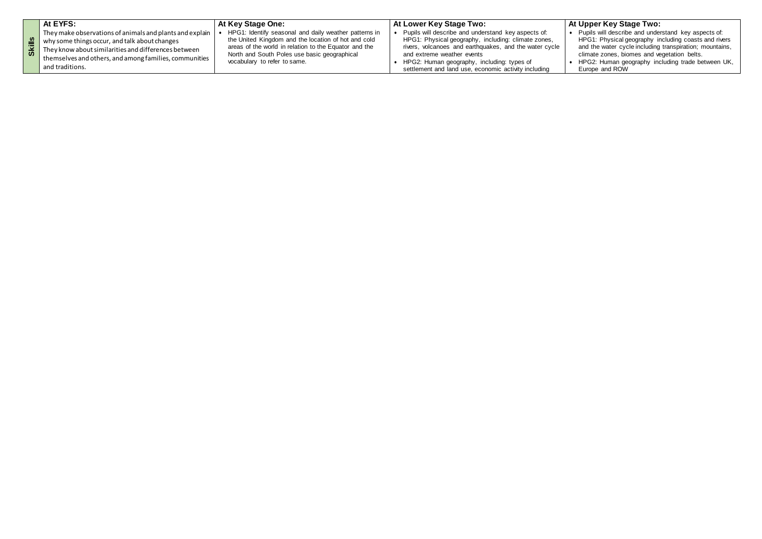| | At EYFS: | At Key Stage One: | At Lower Key Stage Two: | At Upper Key Stage Two: |
|---|---|---|---|---|
| Skills | They make observations of animals and plants and explain why some things occur, and talk about changes They know about similarities and differences between themselves and others, and among families, communities and traditions. | • HPG1: Identify seasonal and daily weather patterns in the United Kingdom and the location of hot and cold areas of the world in relation to the Equator and the North and South Poles use basic geographical vocabulary to refer to same. | • Pupils will describe and understand key aspects of: HPG1: Physical geography, including: climate zones, rivers, volcanoes and earthquakes, and the water cycle and extreme weather events<br>• HPG2: Human geography, including: types of settlement and land use, economic activity including | • Pupils will describe and understand key aspects of: HPG1: Physical geography including coasts and rivers and the water cycle including transpiration; mountains, climate zones, biomes and vegetation belts.<br>• HPG2: Human geography including trade between UK, Europe and ROW |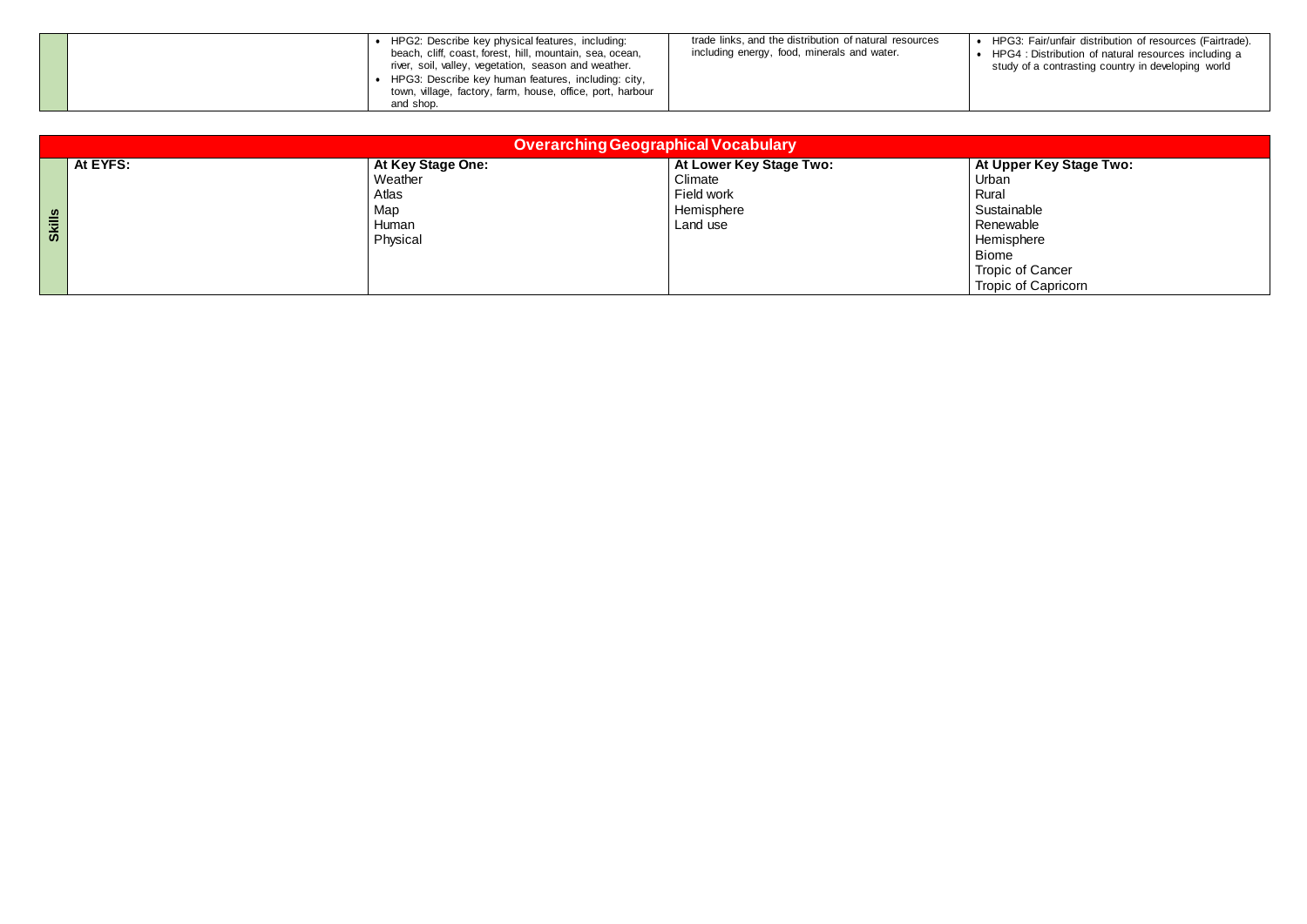| | | | | |
|---|---|---|---|---|
| | | • HPG2: Describe key physical features, including: beach, cliff, coast, forest, hill, mountain, sea, ocean, river, soil, valley, vegetation, season and weather.<br>• HPG3: Describe key human features, including: city, town, village, factory, farm, house, office, port, harbour and shop. | trade links, and the distribution of natural resources including energy, food, minerals and water. | • HPG3: Fair/unfair distribution of resources (Fairtrade).<br>• HPG4 : Distribution of natural resources including a study of a contrasting country in developing world |

| Overarching Geographical Vocabulary | | | | |
|---|---|---|---|---|
| | **At EYFS:** | **At Key Stage One:** | **At Lower Key Stage Two:** | **At Upper Key Stage Two:** |
| **Skills** | | Weather<br>Atlas<br>Map<br>Human<br>Physical | Climate<br>Field work<br>Hemisphere<br>Land use | Urban<br>Rural<br>Sustainable<br>Renewable<br>Hemisphere<br>Biome<br>Tropic of Cancer<br>Tropic of Capricorn |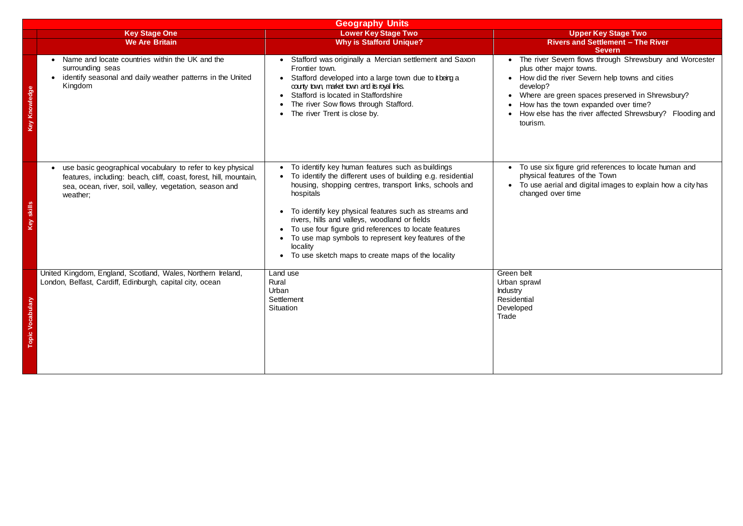| Geography Units | | | |
|---|---|---|---|
| | **Key Stage One**<br>**We Are Britain** | **Lower Key Stage Two**<br>**Why is Stafford Unique?** | **Upper Key Stage Two**<br>**Rivers and Settlement – The River Severn** |
| **Key Knowledge** | • Name and locate countries within the UK and the surrounding seas<br>• identify seasonal and daily weather patterns in the United Kingdom | • Stafford was originally a Mercian settlement and Saxon Frontier town.<br>• Stafford developed into a large town due to it being a county town, market town and its royal links.<br>• Stafford is located in Staffordshire<br>• The river Sow flows through Stafford.<br>• The river Trent is close by. | • The river Severn flows through Shrewsbury and Worcester plus other major towns.<br>• How did the river Severn help towns and cities develop?<br>• Where are green spaces preserved in Shrewsbury?<br>• How has the town expanded over time?<br>• How else has the river affected Shrewsbury? Flooding and tourism. |
| **Key skills** | • use basic geographical vocabulary to refer to key physical features, including: beach, cliff, coast, forest, hill, mountain, sea, ocean, river, soil, valley, vegetation, season and weather; | • To identify key human features such as buildings<br>• To identify the different uses of building e.g. residential housing, shopping centres, transport links, schools and hospitals<br>• To identify key physical features such as streams and rivers, hills and valleys, woodland or fields<br>• To use four figure grid references to locate features<br>• To use map symbols to represent key features of the locality<br>• To use sketch maps to create maps of the locality | • To use six figure grid references to locate human and physical features of the Town<br>• To use aerial and digital images to explain how a city has changed over time |
| **Topic Vocabulary** | United Kingdom, England, Scotland, Wales, Northern Ireland, London, Belfast, Cardiff, Edinburgh, capital city, ocean | Land use<br>Rural<br>Urban<br>Settlement<br>Situation | Green belt<br>Urban sprawl<br>Industry<br>Residential<br>Developed<br>Trade |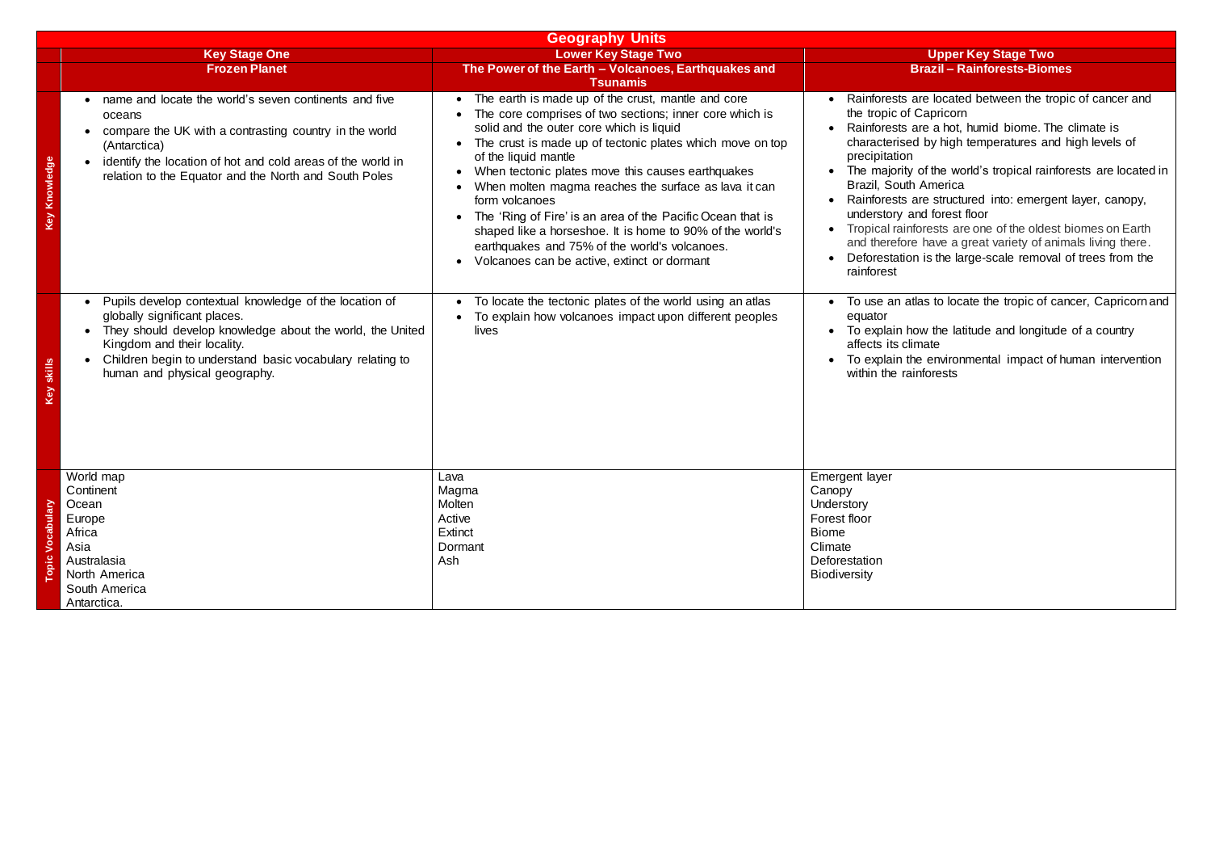| Geography Units | | | |
|---|---|---|---|
| | **Key Stage One**<br>**Frozen Planet** | **Lower Key Stage Two**<br>**The Power of the Earth – Volcanoes, Earthquakes and Tsunamis** | **Upper Key Stage Two**<br>**Brazil – Rainforests-Biomes** |
| **Key Knowledge** | • name and locate the world's seven continents and five oceans<br>• compare the UK with a contrasting country in the world (Antarctica)<br>• identify the location of hot and cold areas of the world in relation to the Equator and the North and South Poles | • The earth is made up of the crust, mantle and core<br>• The core comprises of two sections; inner core which is solid and the outer core which is liquid<br>• The crust is made up of tectonic plates which move on top of the liquid mantle<br>• When tectonic plates move this causes earthquakes<br>• When molten magma reaches the surface as lava it can form volcanoes<br>• The 'Ring of Fire' is an area of the Pacific Ocean that is shaped like a horseshoe. It is home to 90% of the world's earthquakes and 75% of the world's volcanoes.<br>• Volcanoes can be active, extinct or dormant | • Rainforests are located between the tropic of cancer and the tropic of Capricorn<br>• Rainforests are a hot, humid biome. The climate is characterised by high temperatures and high levels of precipitation<br>• The majority of the world's tropical rainforests are located in Brazil, South America<br>• Rainforests are structured into: emergent layer, canopy, understory and forest floor<br>• Tropical rainforests are one of the oldest biomes on Earth and therefore have a great variety of animals living there.<br>• Deforestation is the large-scale removal of trees from the rainforest |
| **Key skills** | • Pupils develop contextual knowledge of the location of globally significant places.<br>• They should develop knowledge about the world, the United Kingdom and their locality.<br>• Children begin to understand basic vocabulary relating to human and physical geography. | • To locate the tectonic plates of the world using an atlas<br>• To explain how volcanoes impact upon different peoples lives | • To use an atlas to locate the tropic of cancer, Capricorn and equator<br>• To explain how the latitude and longitude of a country affects its climate<br>• To explain the environmental impact of human intervention within the rainforests |
| **Topic Vocabulary** | World map<br>Continent<br>Ocean<br>Europe<br>Africa<br>Asia<br>Australasia<br>North America<br>South America<br>Antarctica. | Lava<br>Magma<br>Molten<br>Active<br>Extinct<br>Dormant<br>Ash | Emergent layer<br>Canopy<br>Understory<br>Forest floor<br>Biome<br>Climate<br>Deforestation<br>Biodiversity |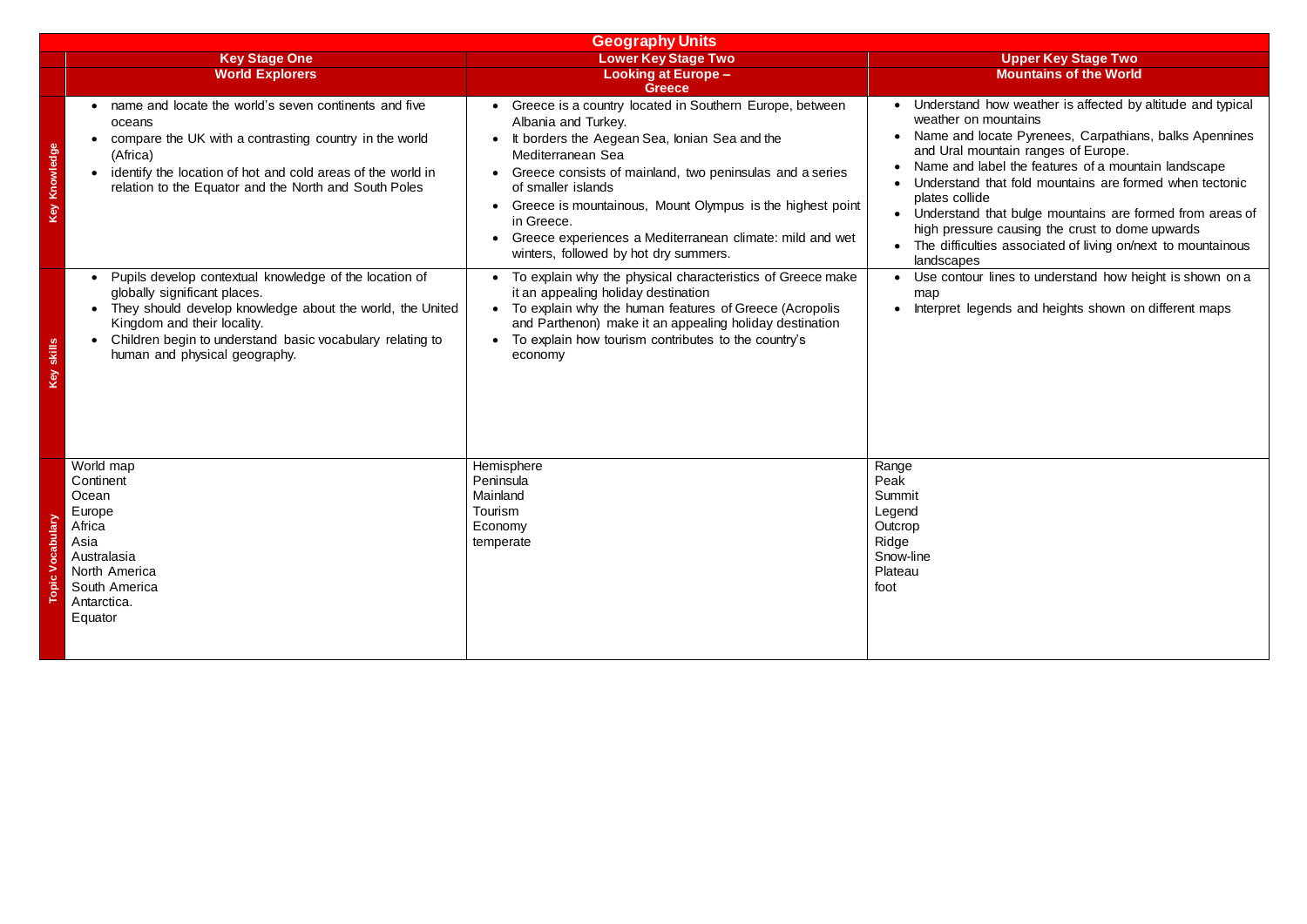# Geography Units

| | Key Stage One<br>World Explorers | Lower Key Stage Two<br>Looking at Europe – Greece | Upper Key Stage Two<br>Mountains of the World |
|---|---|---|---|
| Key Knowledge | • name and locate the world's seven continents and five oceans<br>• compare the UK with a contrasting country in the world (Africa)<br>• identify the location of hot and cold areas of the world in relation to the Equator and the North and South Poles | • Greece is a country located in Southern Europe, between Albania and Turkey.<br>• It borders the Aegean Sea, Ionian Sea and the Mediterranean Sea<br>• Greece consists of mainland, two peninsulas and a series of smaller islands<br>• Greece is mountainous, Mount Olympus is the highest point in Greece.<br>• Greece experiences a Mediterranean climate: mild and wet winters, followed by hot dry summers. | • Understand how weather is affected by altitude and typical weather on mountains<br>• Name and locate Pyrenees, Carpathians, balks Apennines and Ural mountain ranges of Europe.<br>• Name and label the features of a mountain landscape<br>• Understand that fold mountains are formed when tectonic plates collide<br>• Understand that bulge mountains are formed from areas of high pressure causing the crust to dome upwards<br>• The difficulties associated of living on/next to mountainous landscapes |
| Key skills | • Pupils develop contextual knowledge of the location of globally significant places.<br>• They should develop knowledge about the world, the United Kingdom and their locality.<br>• Children begin to understand basic vocabulary relating to human and physical geography. | • To explain why the physical characteristics of Greece make it an appealing holiday destination<br>• To explain why the human features of Greece (Acropolis and Parthenon) make it an appealing holiday destination<br>• To explain how tourism contributes to the country's economy | • Use contour lines to understand how height is shown on a map<br>• Interpret legends and heights shown on different maps |
| Topic Vocabulary | World map<br>Continent<br>Ocean<br>Europe<br>Africa<br>Asia<br>Australasia<br>North America<br>South America<br>Antarctica.<br>Equator | Hemisphere<br>Peninsula<br>Mainland<br>Tourism<br>Economy<br>temperate | Range<br>Peak<br>Summit<br>Legend<br>Outcrop<br>Ridge<br>Snow-line<br>Plateau<br>foot |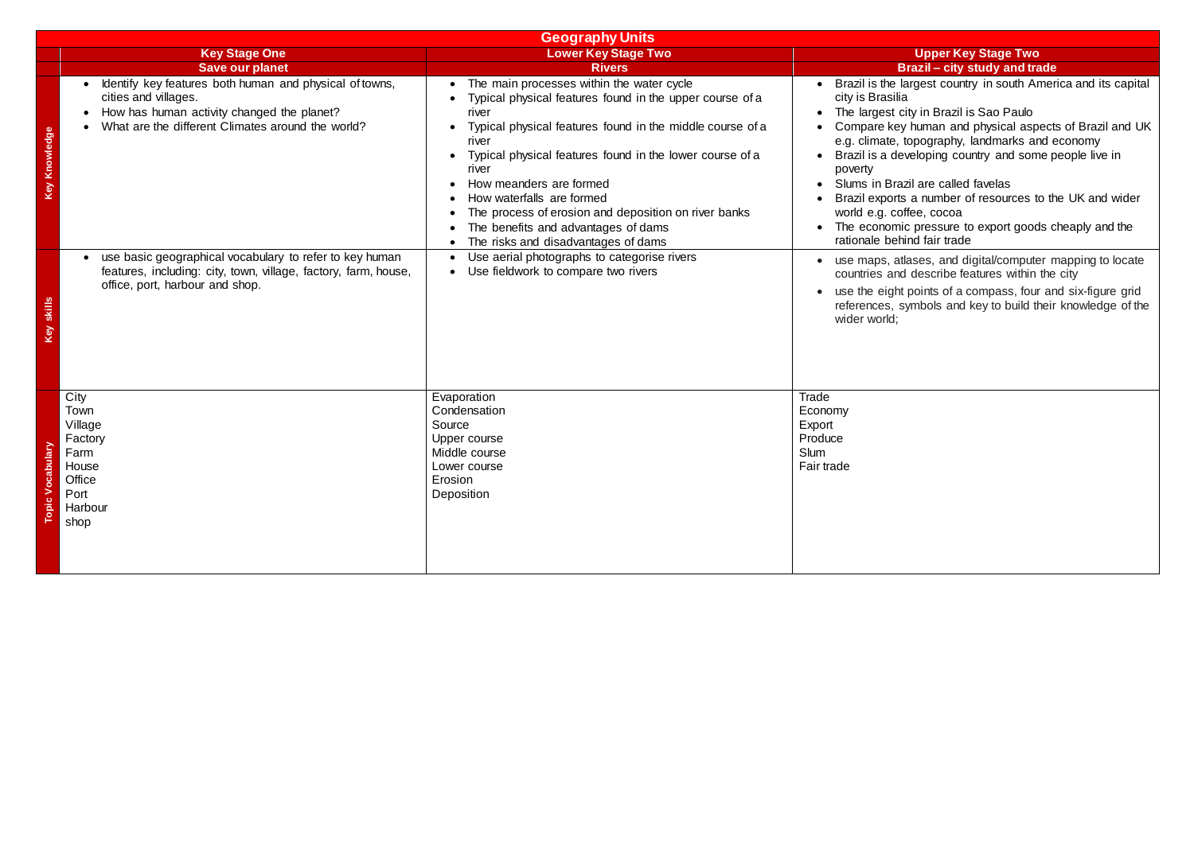# Geography Units

| | Key Stage One | Lower Key Stage Two | Upper Key Stage Two |
|---|---|---|---|
| | **Save our planet** | **Rivers** | **Brazil – city study and trade** |
| **Key Knowledge** | • Identify key features both human and physical of towns, cities and villages.<br>• How has human activity changed the planet?<br>• What are the different Climates around the world? | • The main processes within the water cycle<br>• Typical physical features found in the upper course of a river<br>• Typical physical features found in the middle course of a river<br>• Typical physical features found in the lower course of a river<br>• How meanders are formed<br>• How waterfalls are formed<br>• The process of erosion and deposition on river banks<br>• The benefits and advantages of dams<br>• The risks and disadvantages of dams | • Brazil is the largest country in south America and its capital city is Brasilia<br>• The largest city in Brazil is Sao Paulo<br>• Compare key human and physical aspects of Brazil and UK e.g. climate, topography, landmarks and economy<br>• Brazil is a developing country and some people live in poverty<br>• Slums in Brazil are called favelas<br>• Brazil exports a number of resources to the UK and wider world e.g. coffee, cocoa<br>• The economic pressure to export goods cheaply and the rationale behind fair trade |
| **Key skills** | • use basic geographical vocabulary to refer to key human features, including: city, town, village, factory, farm, house, office, port, harbour and shop. | • Use aerial photographs to categorise rivers<br>• Use fieldwork to compare two rivers | • use maps, atlases, and digital/computer mapping to locate countries and describe features within the city<br>• use the eight points of a compass, four and six-figure grid references, symbols and key to build their knowledge of the wider world; |
| **Topic Vocabulary** | City<br>Town<br>Village<br>Factory<br>Farm<br>House<br>Office<br>Port<br>Harbour<br>shop | Evaporation<br>Condensation<br>Source<br>Upper course<br>Middle course<br>Lower course<br>Erosion<br>Deposition | Trade<br>Economy<br>Export<br>Produce<br>Slum<br>Fair trade |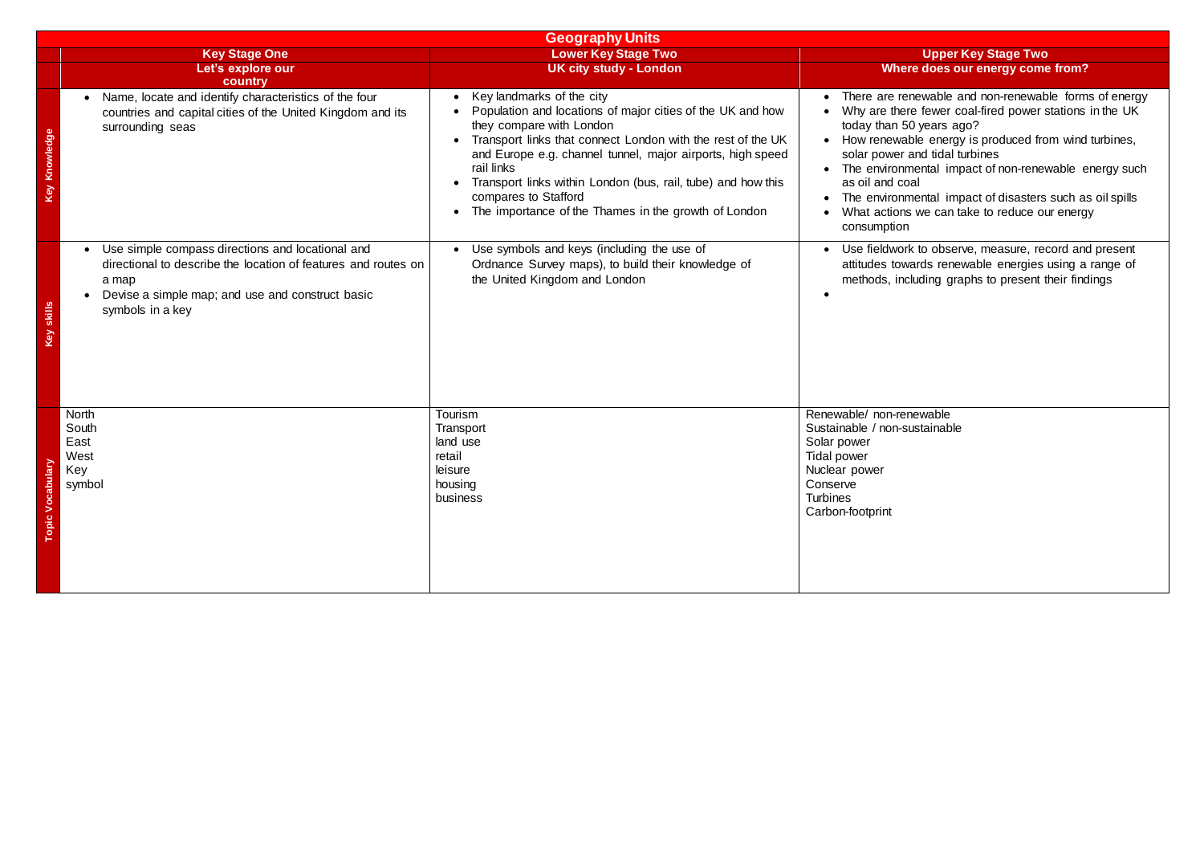| Geography Units | | | |
|---|---|---|---|
| | **Key Stage One**<br>**Let's explore our country** | **Lower Key Stage Two**<br>**UK city study - London** | **Upper Key Stage Two**<br>**Where does our energy come from?** |
| **Key Knowledge** | • Name, locate and identify characteristics of the four countries and capital cities of the United Kingdom and its surrounding seas | • Key landmarks of the city<br>• Population and locations of major cities of the UK and how they compare with London<br>• Transport links that connect London with the rest of the UK and Europe e.g. channel tunnel, major airports, high speed rail links<br>• Transport links within London (bus, rail, tube) and how this compares to Stafford<br>• The importance of the Thames in the growth of London | • There are renewable and non-renewable forms of energy<br>• Why are there fewer coal-fired power stations in the UK today than 50 years ago?<br>• How renewable energy is produced from wind turbines, solar power and tidal turbines<br>• The environmental impact of non-renewable energy such as oil and coal<br>• The environmental impact of disasters such as oil spills<br>• What actions we can take to reduce our energy consumption |
| **Key skills** | • Use simple compass directions and locational and directional to describe the location of features and routes on a map<br>• Devise a simple map; and use and construct basic symbols in a key | • Use symbols and keys (including the use of Ordnance Survey maps), to build their knowledge of the United Kingdom and London | • Use fieldwork to observe, measure, record and present attitudes towards renewable energies using a range of methods, including graphs to present their findings<br>• |
| **Topic Vocabulary** | North<br>South<br>East<br>West<br>Key<br>symbol | Tourism<br>Transport<br>land use<br>retail<br>leisure<br>housing<br>business | Renewable/ non-renewable<br>Sustainable / non-sustainable<br>Solar power<br>Tidal power<br>Nuclear power<br>Conserve<br>Turbines<br>Carbon-footprint |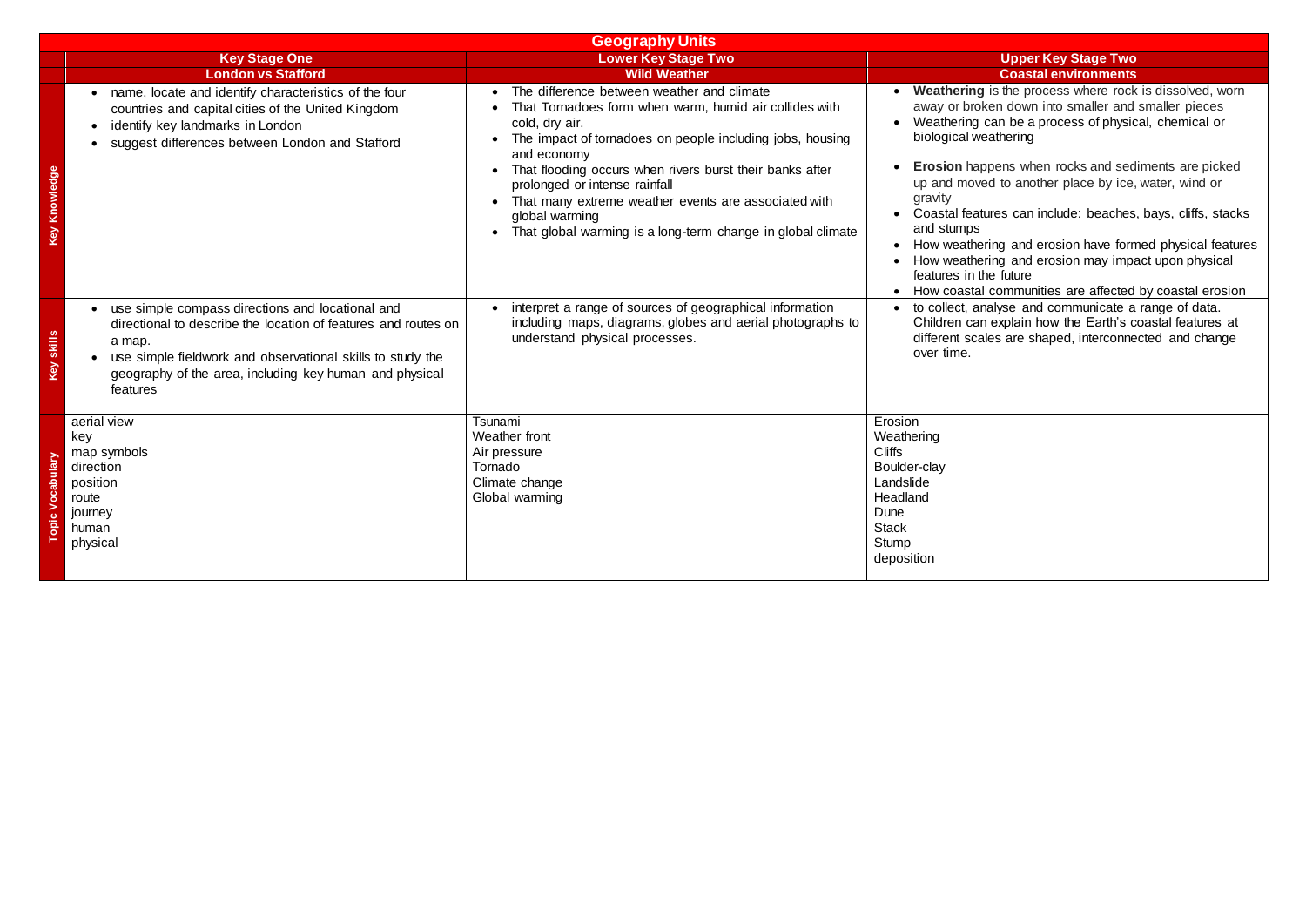| Geography Units | | | |
|---|---|---|---|
| | **Key Stage One** | **Lower Key Stage Two** | **Upper Key Stage Two** |
| | **London vs Stafford** | **Wild Weather** | **Coastal environments** |
| **Key Knowledge** | • name, locate and identify characteristics of the four countries and capital cities of the United Kingdom<br>• identify key landmarks in London<br>• suggest differences between London and Stafford | • The difference between weather and climate<br>• That Tornadoes form when warm, humid air collides with cold, dry air.<br>• The impact of tornadoes on people including jobs, housing and economy<br>• That flooding occurs when rivers burst their banks after prolonged or intense rainfall<br>• That many extreme weather events are associated with global warming<br>• That global warming is a long-term change in global climate | • **Weathering** is the process where rock is dissolved, worn away or broken down into smaller and smaller pieces<br>• Weathering can be a process of physical, chemical or biological weathering<br>• **Erosion** happens when rocks and sediments are picked up and moved to another place by ice, water, wind or gravity<br>• Coastal features can include: beaches, bays, cliffs, stacks and stumps<br>• How weathering and erosion have formed physical features<br>• How weathering and erosion may impact upon physical features in the future<br>• How coastal communities are affected by coastal erosion |
| **Key skills** | • use simple compass directions and locational and directional to describe the location of features and routes on a map.<br>• use simple fieldwork and observational skills to study the geography of the area, including key human and physical features | • interpret a range of sources of geographical information including maps, diagrams, globes and aerial photographs to understand physical processes. | • to collect, analyse and communicate a range of data. Children can explain how the Earth's coastal features at different scales are shaped, interconnected and change over time. |
| **Topic Vocabulary** | aerial view<br>key<br>map symbols<br>direction<br>position<br>route<br>journey<br>human<br>physical | Tsunami<br>Weather front<br>Air pressure<br>Tornado<br>Climate change<br>Global warming | Erosion<br>Weathering<br>Cliffs<br>Boulder-clay<br>Landslide<br>Headland<br>Dune<br>Stack<br>Stump<br>deposition |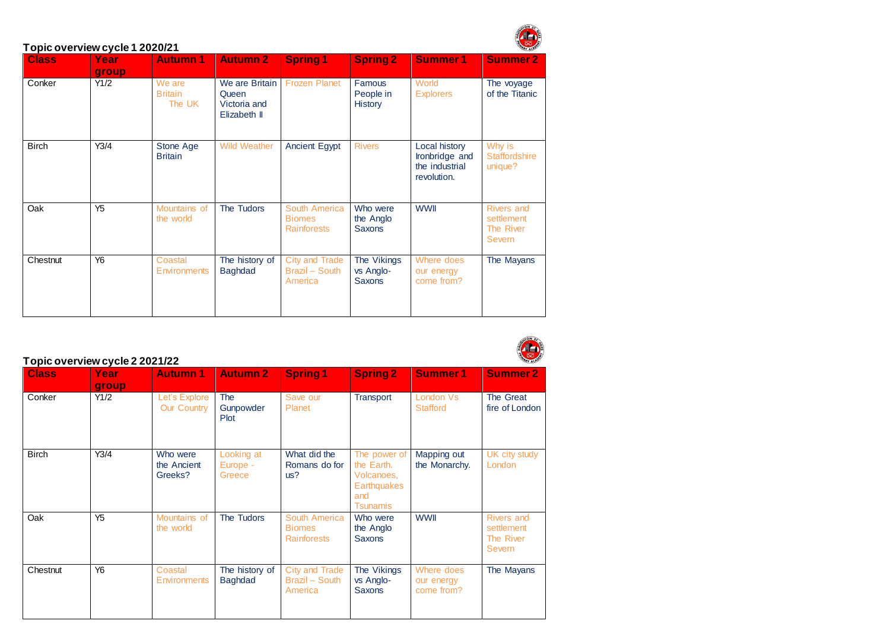## Topic overview cycle 1 2020/21

| Class | Year group | Autumn 1 | Autumn 2 | Spring 1 | Spring 2 | Summer 1 | Summer 2 |
|---|---|---|---|---|---|---|---|
| Conker | Y1/2 | We are Britain The UK | We are Britain Queen Victoria and Elizabeth II | Frozen Planet | Famous People in History | World Explorers | The voyage of the Titanic |
| Birch | Y3/4 | Stone Age Britain | Wild Weather | Ancient Egypt | Rivers | Local history Ironbridge and the industrial revolution. | Why is Staffordshire unique? |
| Oak | Y5 | Mountains of the world | The Tudors | South America Biomes Rainforests | Who were the Anglo Saxons | WWII | Rivers and settlement The River Severn |
| Chestnut | Y6 | Coastal Environments | The history of Baghdad | City and Trade Brazil – South America | The Vikings vs Anglo-Saxons | Where does our energy come from? | The Mayans |

## Topic overview cycle 2 2021/22

| Class | Year group | Autumn 1 | Autumn 2 | Spring 1 | Spring 2 | Summer 1 | Summer 2 |
|---|---|---|---|---|---|---|---|
| Conker | Y1/2 | Let's Explore Our Country | The Gunpowder Plot | Save our Planet | Transport | London Vs Stafford | The Great fire of London |
| Birch | Y3/4 | Who were the Ancient Greeks? | Looking at Europe - Greece | What did the Romans do for us? | The power of the Earth. Volcanoes, Earthquakes and Tsunamis | Mapping out the Monarchy. | UK city study London |
| Oak | Y5 | Mountains of the world | The Tudors | South America Biomes Rainforests | Who were the Anglo Saxons | WWII | Rivers and settlement The River Severn |
| Chestnut | Y6 | Coastal Environments | The history of Baghdad | City and Trade Brazil – South America | The Vikings vs Anglo-Saxons | Where does our energy come from? | The Mayans |